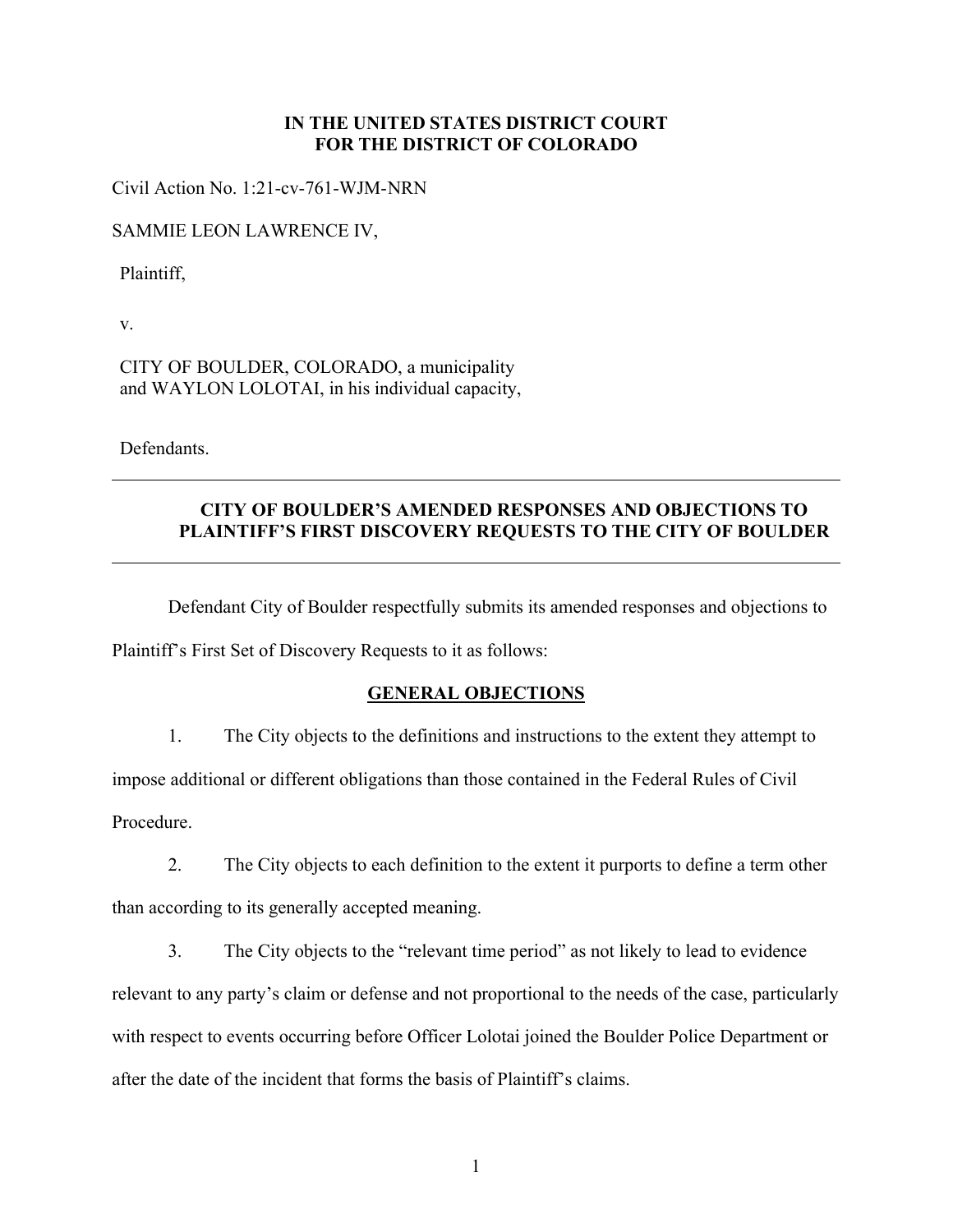**IN THE UNITED STATES DISTRICT COURT**
**FOR THE DISTRICT OF COLORADO**

Civil Action No. 1:21-cv-761-WJM-NRN

SAMMIE LEON LAWRENCE IV,

Plaintiff,

v.

CITY OF BOULDER, COLORADO, a municipality
and WAYLON LOLOTAI, in his individual capacity,

Defendants.

---

**CITY OF BOULDER'S AMENDED RESPONSES AND OBJECTIONS TO PLAINTIFF'S FIRST DISCOVERY REQUESTS TO THE CITY OF BOULDER**

---

Defendant City of Boulder respectfully submits its amended responses and objections to Plaintiff's First Set of Discovery Requests to it as follows:

## GENERAL OBJECTIONS

1. The City objects to the definitions and instructions to the extent they attempt to impose additional or different obligations than those contained in the Federal Rules of Civil Procedure.

2. The City objects to each definition to the extent it purports to define a term other than according to its generally accepted meaning.

3. The City objects to the "relevant time period" as not likely to lead to evidence relevant to any party's claim or defense and not proportional to the needs of the case, particularly with respect to events occurring before Officer Lolotai joined the Boulder Police Department or after the date of the incident that forms the basis of Plaintiff's claims.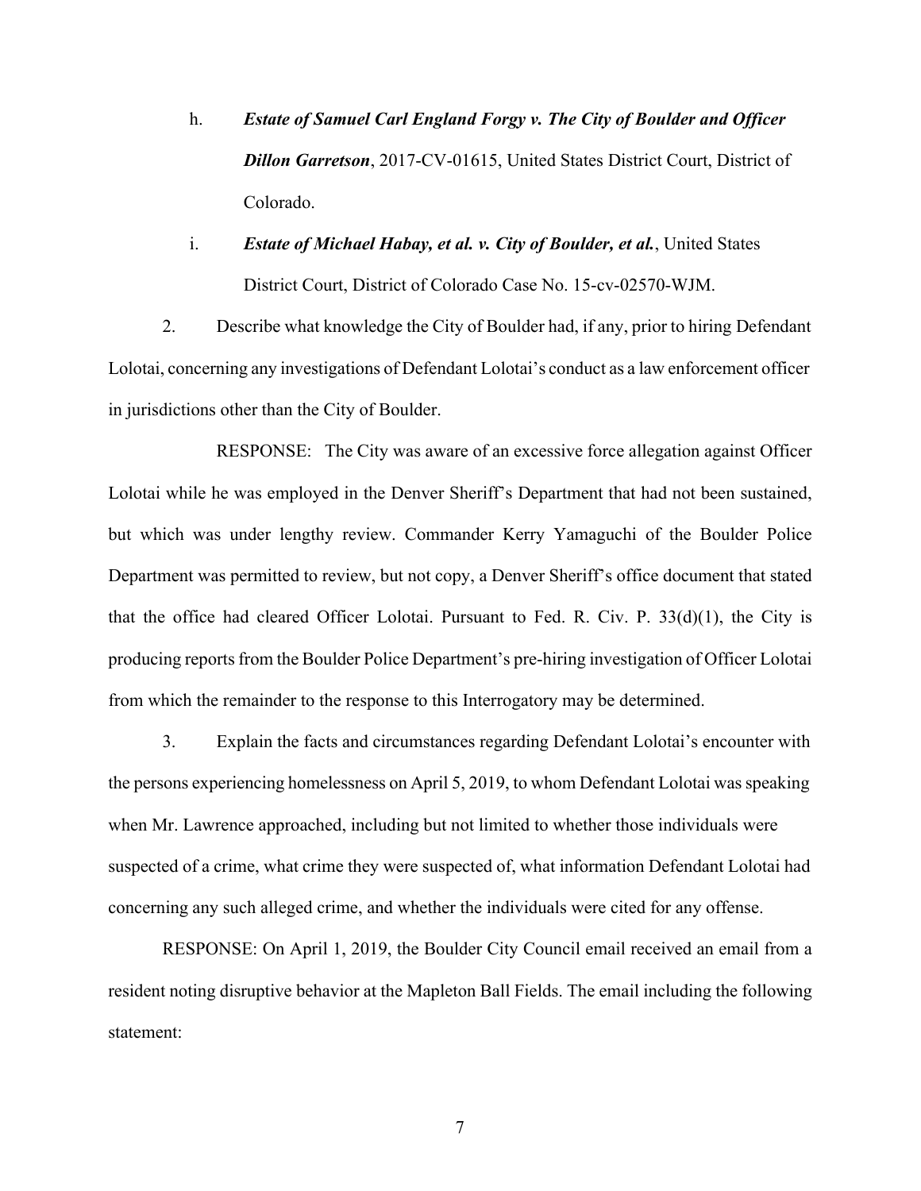h. ***Estate of Samuel Carl England Forgy v. The City of Boulder and Officer Dillon Garretson***, 2017-CV-01615, United States District Court, District of Colorado.

i. ***Estate of Michael Habay, et al. v. City of Boulder, et al.***, United States District Court, District of Colorado Case No. 15-cv-02570-WJM.

2. Describe what knowledge the City of Boulder had, if any, prior to hiring Defendant Lolotai, concerning any investigations of Defendant Lolotai's conduct as a law enforcement officer in jurisdictions other than the City of Boulder.

RESPONSE: The City was aware of an excessive force allegation against Officer Lolotai while he was employed in the Denver Sheriff's Department that had not been sustained, but which was under lengthy review. Commander Kerry Yamaguchi of the Boulder Police Department was permitted to review, but not copy, a Denver Sheriff's office document that stated that the office had cleared Officer Lolotai. Pursuant to Fed. R. Civ. P. 33(d)(1), the City is producing reports from the Boulder Police Department's pre-hiring investigation of Officer Lolotai from which the remainder to the response to this Interrogatory may be determined.

3. Explain the facts and circumstances regarding Defendant Lolotai's encounter with the persons experiencing homelessness on April 5, 2019, to whom Defendant Lolotai was speaking when Mr. Lawrence approached, including but not limited to whether those individuals were suspected of a crime, what crime they were suspected of, what information Defendant Lolotai had concerning any such alleged crime, and whether the individuals were cited for any offense.

RESPONSE: On April 1, 2019, the Boulder City Council email received an email from a resident noting disruptive behavior at the Mapleton Ball Fields. The email including the following statement: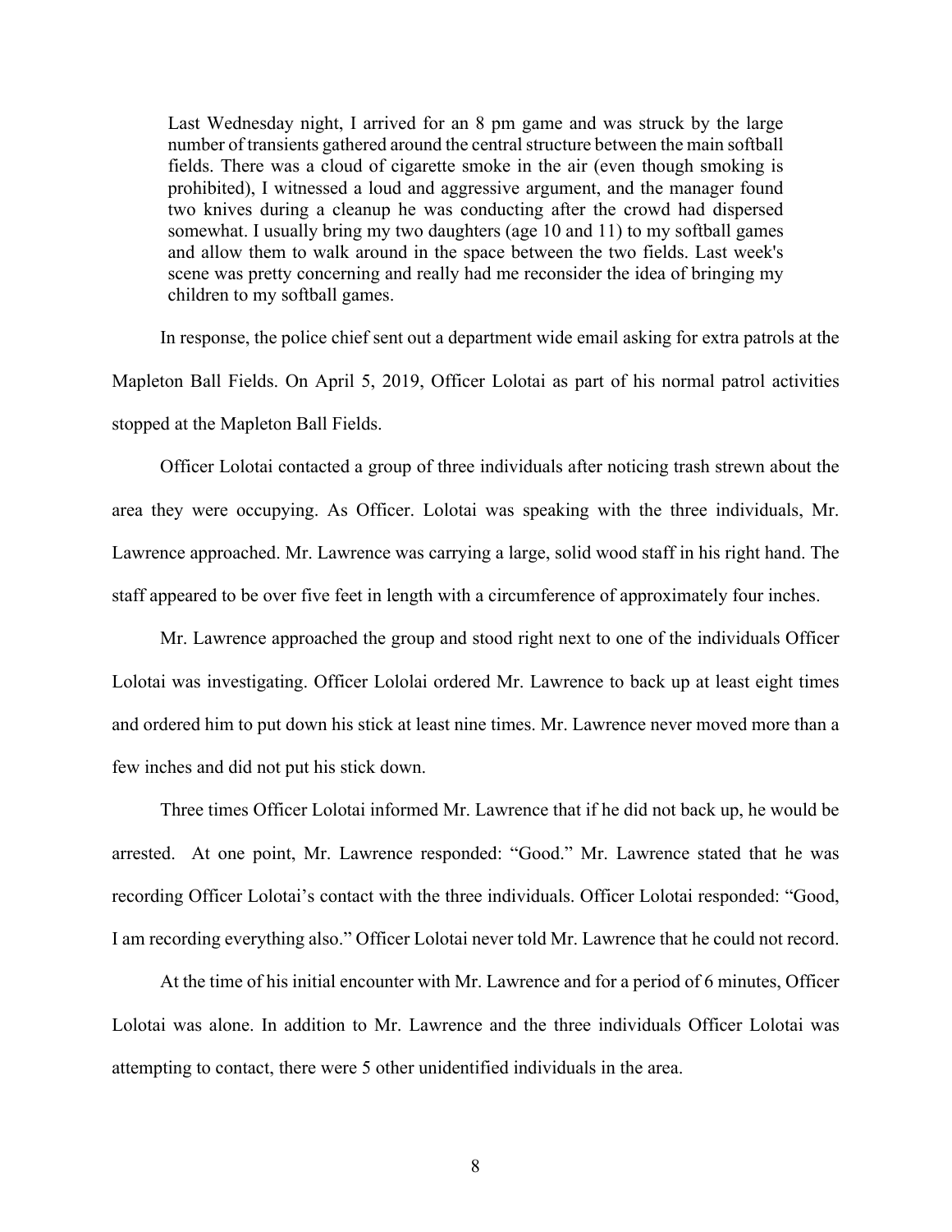> Last Wednesday night, I arrived for an 8 pm game and was struck by the large number of transients gathered around the central structure between the main softball fields. There was a cloud of cigarette smoke in the air (even though smoking is prohibited), I witnessed a loud and aggressive argument, and the manager found two knives during a cleanup he was conducting after the crowd had dispersed somewhat. I usually bring my two daughters (age 10 and 11) to my softball games and allow them to walk around in the space between the two fields. Last week's scene was pretty concerning and really had me reconsider the idea of bringing my children to my softball games.

In response, the police chief sent out a department wide email asking for extra patrols at the Mapleton Ball Fields. On April 5, 2019, Officer Lolotai as part of his normal patrol activities stopped at the Mapleton Ball Fields.

Officer Lolotai contacted a group of three individuals after noticing trash strewn about the area they were occupying. As Officer. Lolotai was speaking with the three individuals, Mr. Lawrence approached. Mr. Lawrence was carrying a large, solid wood staff in his right hand. The staff appeared to be over five feet in length with a circumference of approximately four inches.

Mr. Lawrence approached the group and stood right next to one of the individuals Officer Lolotai was investigating. Officer Lololai ordered Mr. Lawrence to back up at least eight times and ordered him to put down his stick at least nine times. Mr. Lawrence never moved more than a few inches and did not put his stick down.

Three times Officer Lolotai informed Mr. Lawrence that if he did not back up, he would be arrested. At one point, Mr. Lawrence responded: "Good." Mr. Lawrence stated that he was recording Officer Lolotai's contact with the three individuals. Officer Lolotai responded: "Good, I am recording everything also." Officer Lolotai never told Mr. Lawrence that he could not record.

At the time of his initial encounter with Mr. Lawrence and for a period of 6 minutes, Officer Lolotai was alone. In addition to Mr. Lawrence and the three individuals Officer Lolotai was attempting to contact, there were 5 other unidentified individuals in the area.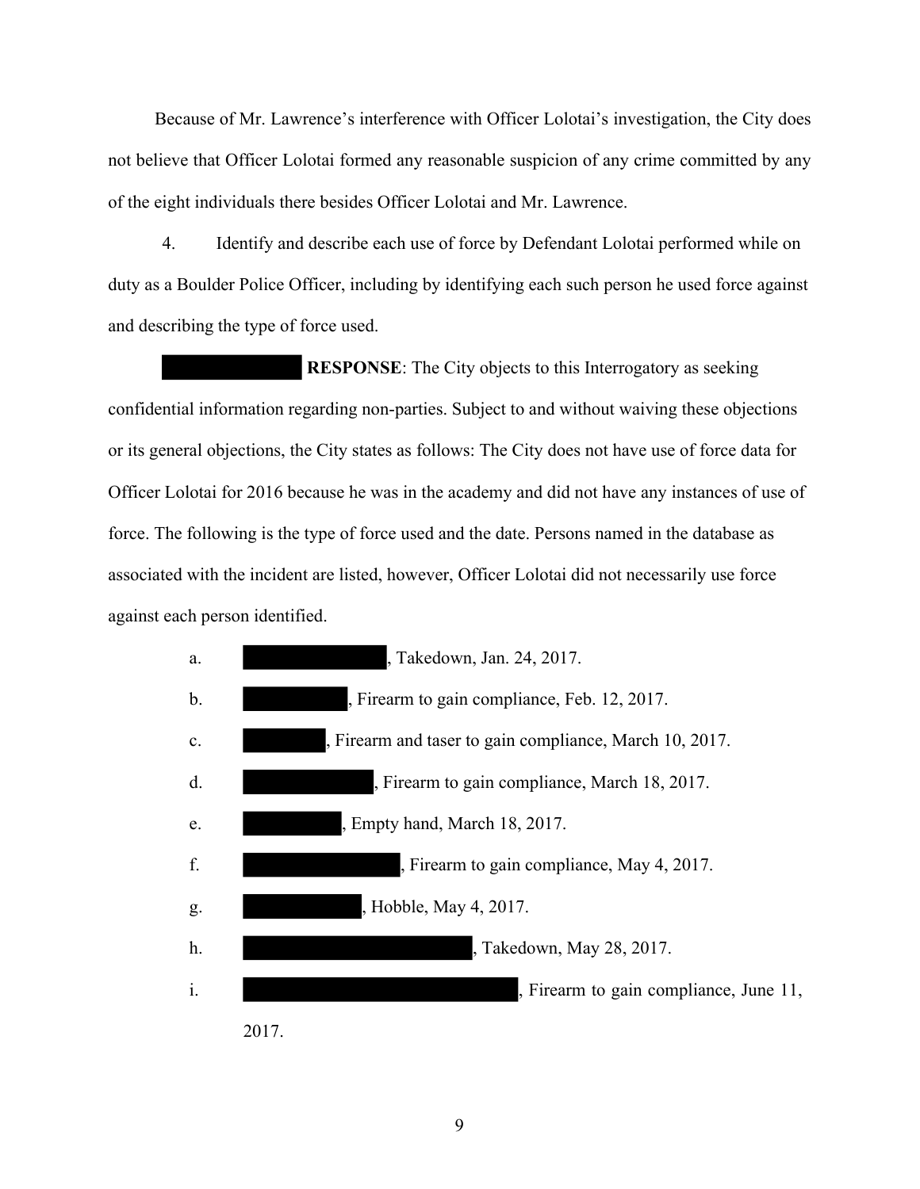Because of Mr. Lawrence's interference with Officer Lolotai's investigation, the City does not believe that Officer Lolotai formed any reasonable suspicion of any crime committed by any of the eight individuals there besides Officer Lolotai and Mr. Lawrence.

4. Identify and describe each use of force by Defendant Lolotai performed while on duty as a Boulder Police Officer, including by identifying each such person he used force against and describing the type of force used.

[REDACTED] **RESPONSE**: The City objects to this Interrogatory as seeking confidential information regarding non-parties. Subject to and without waiving these objections or its general objections, the City states as follows: The City does not have use of force data for Officer Lolotai for 2016 because he was in the academy and did not have any instances of use of force. The following is the type of force used and the date. Persons named in the database as associated with the incident are listed, however, Officer Lolotai did not necessarily use force against each person identified.

a. [REDACTED], Takedown, Jan. 24, 2017.

b. [REDACTED], Firearm to gain compliance, Feb. 12, 2017.

c. [REDACTED], Firearm and taser to gain compliance, March 10, 2017.

d. [REDACTED], Firearm to gain compliance, March 18, 2017.

e. [REDACTED], Empty hand, March 18, 2017.

f. [REDACTED], Firearm to gain compliance, May 4, 2017.

g. [REDACTED], Hobble, May 4, 2017.

h. [REDACTED], Takedown, May 28, 2017.

i. [REDACTED], Firearm to gain compliance, June 11, 2017.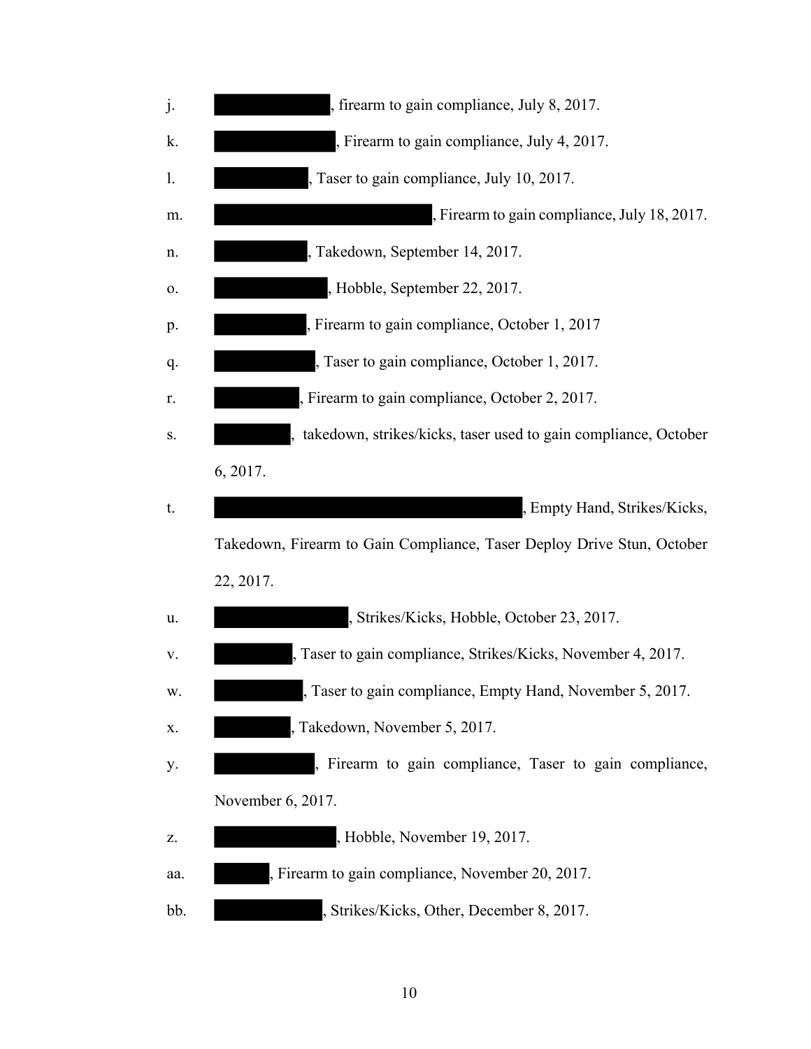j. ████████, firearm to gain compliance, July 8, 2017.

k. ████████, Firearm to gain compliance, July 4, 2017.

l. ████████, Taser to gain compliance, July 10, 2017.

m. ████████, Firearm to gain compliance, July 18, 2017.

n. ████████, Takedown, September 14, 2017.

o. ████████, Hobble, September 22, 2017.

p. ████████, Firearm to gain compliance, October 1, 2017

q. ████████, Taser to gain compliance, October 1, 2017.

r. ████████, Firearm to gain compliance, October 2, 2017.

s. ████████, takedown, strikes/kicks, taser used to gain compliance, October 6, 2017.

t. ████████, Empty Hand, Strikes/Kicks, Takedown, Firearm to Gain Compliance, Taser Deploy Drive Stun, October 22, 2017.

u. ████████, Strikes/Kicks, Hobble, October 23, 2017.

v. ████████, Taser to gain compliance, Strikes/Kicks, November 4, 2017.

w. ████████, Taser to gain compliance, Empty Hand, November 5, 2017.

x. ████████, Takedown, November 5, 2017.

y. ████████, Firearm to gain compliance, Taser to gain compliance, November 6, 2017.

z. ████████, Hobble, November 19, 2017.

aa. ████████, Firearm to gain compliance, November 20, 2017.

bb. ████████, Strikes/Kicks, Other, December 8, 2017.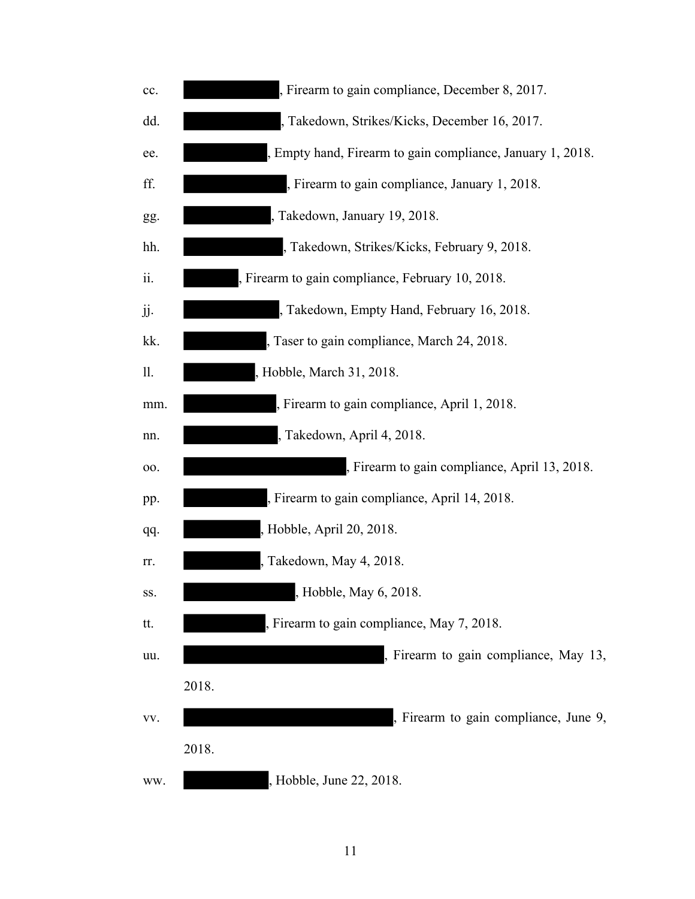cc. [REDACTED], Firearm to gain compliance, December 8, 2017.

dd. [REDACTED], Takedown, Strikes/Kicks, December 16, 2017.

ee. [REDACTED], Empty hand, Firearm to gain compliance, January 1, 2018.

ff. [REDACTED], Firearm to gain compliance, January 1, 2018.

gg. [REDACTED], Takedown, January 19, 2018.

hh. [REDACTED], Takedown, Strikes/Kicks, February 9, 2018.

ii. [REDACTED], Firearm to gain compliance, February 10, 2018.

jj. [REDACTED], Takedown, Empty Hand, February 16, 2018.

kk. [REDACTED], Taser to gain compliance, March 24, 2018.

ll. [REDACTED], Hobble, March 31, 2018.

mm. [REDACTED], Firearm to gain compliance, April 1, 2018.

nn. [REDACTED], Takedown, April 4, 2018.

oo. [REDACTED], Firearm to gain compliance, April 13, 2018.

pp. [REDACTED], Firearm to gain compliance, April 14, 2018.

qq. [REDACTED], Hobble, April 20, 2018.

rr. [REDACTED], Takedown, May 4, 2018.

ss. [REDACTED], Hobble, May 6, 2018.

tt. [REDACTED], Firearm to gain compliance, May 7, 2018.

uu. [REDACTED], Firearm to gain compliance, May 13, 2018.

vv. [REDACTED], Firearm to gain compliance, June 9, 2018.

ww. [REDACTED], Hobble, June 22, 2018.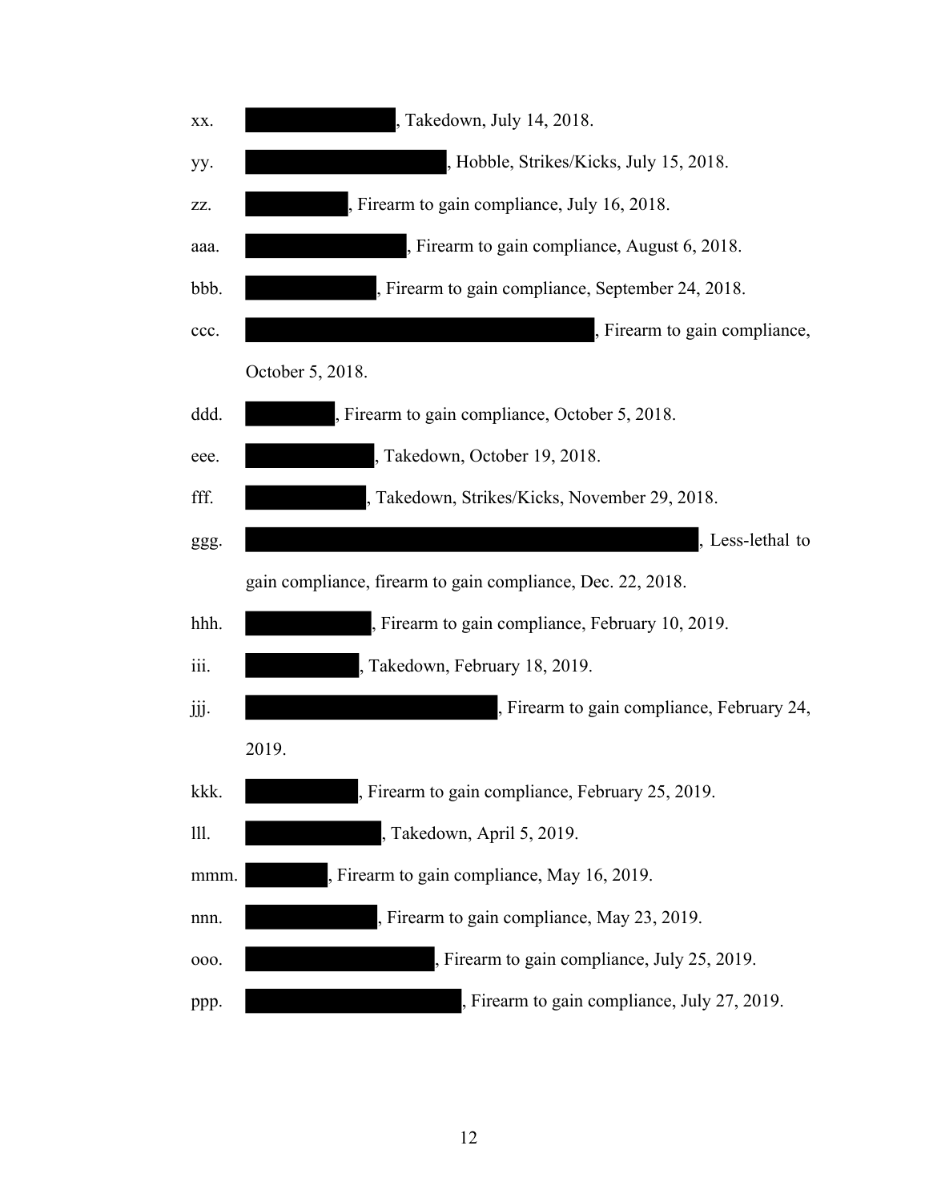xx. [REDACTED], Takedown, July 14, 2018.

yy. [REDACTED], Hobble, Strikes/Kicks, July 15, 2018.

zz. [REDACTED], Firearm to gain compliance, July 16, 2018.

aaa. [REDACTED], Firearm to gain compliance, August 6, 2018.

bbb. [REDACTED], Firearm to gain compliance, September 24, 2018.

ccc. [REDACTED], Firearm to gain compliance, October 5, 2018.

ddd. [REDACTED], Firearm to gain compliance, October 5, 2018.

eee. [REDACTED], Takedown, October 19, 2018.

fff. [REDACTED], Takedown, Strikes/Kicks, November 29, 2018.

ggg. [REDACTED], Less-lethal to gain compliance, firearm to gain compliance, Dec. 22, 2018.

hhh. [REDACTED], Firearm to gain compliance, February 10, 2019.

iii. [REDACTED], Takedown, February 18, 2019.

jjj. [REDACTED], Firearm to gain compliance, February 24, 2019.

kkk. [REDACTED], Firearm to gain compliance, February 25, 2019.

lll. [REDACTED], Takedown, April 5, 2019.

mmm. [REDACTED], Firearm to gain compliance, May 16, 2019.

nnn. [REDACTED], Firearm to gain compliance, May 23, 2019.

ooo. [REDACTED], Firearm to gain compliance, July 25, 2019.

ppp. [REDACTED], Firearm to gain compliance, July 27, 2019.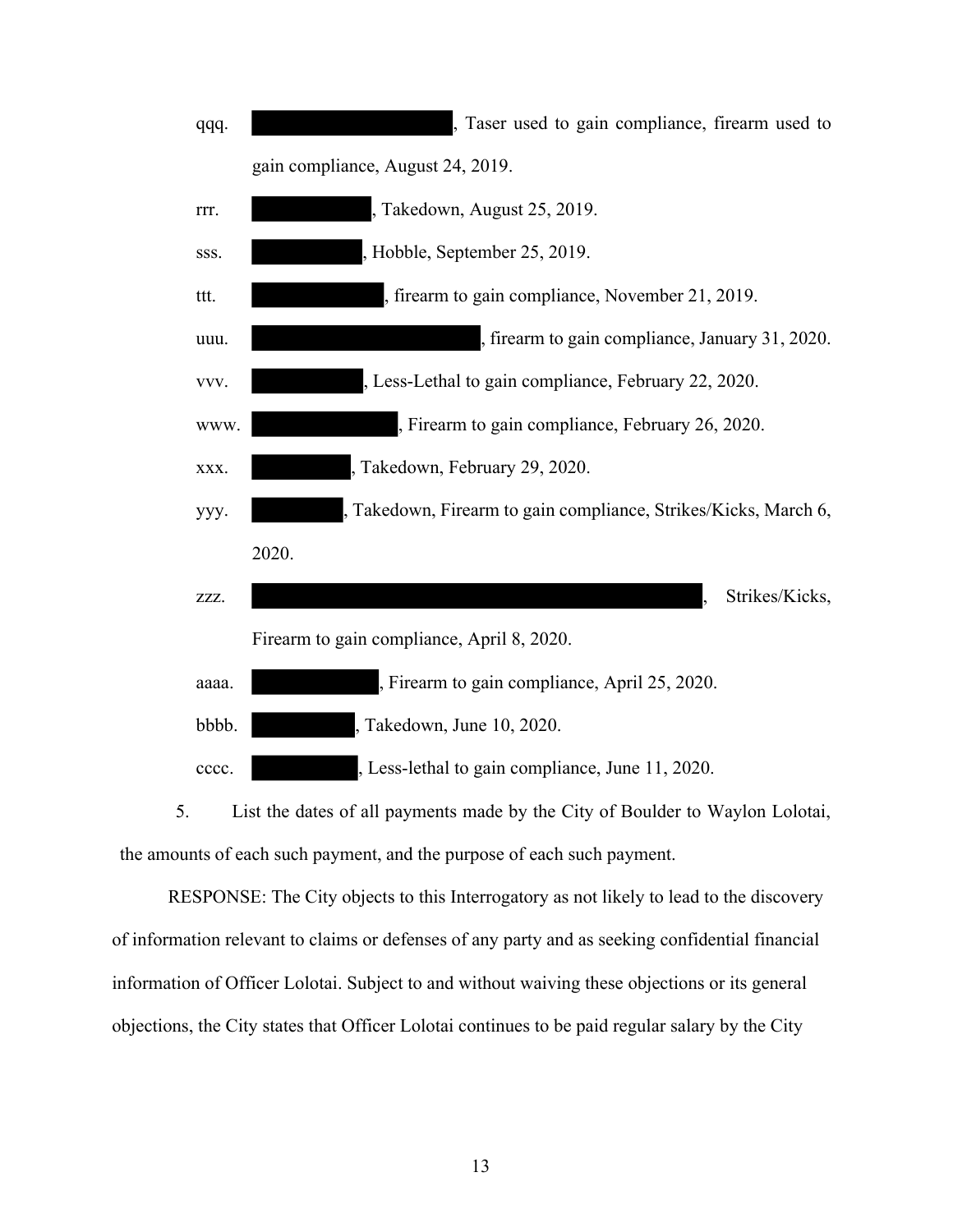qqq. ██████████, Taser used to gain compliance, firearm used to gain compliance, August 24, 2019.

rrr. ██████████, Takedown, August 25, 2019.

sss. ██████████, Hobble, September 25, 2019.

ttt. ██████████, firearm to gain compliance, November 21, 2019.

uuu. ██████████, firearm to gain compliance, January 31, 2020.

vvv. ██████████, Less-Lethal to gain compliance, February 22, 2020.

www. ██████████, Firearm to gain compliance, February 26, 2020.

xxx. ██████████, Takedown, February 29, 2020.

yyy. ██████████, Takedown, Firearm to gain compliance, Strikes/Kicks, March 6, 2020.

zzz. ██████████, Strikes/Kicks, Firearm to gain compliance, April 8, 2020.

aaaa. ██████████, Firearm to gain compliance, April 25, 2020.

bbbb. ██████████, Takedown, June 10, 2020.

cccc. ██████████, Less-lethal to gain compliance, June 11, 2020.

5. List the dates of all payments made by the City of Boulder to Waylon Lolotai, the amounts of each such payment, and the purpose of each such payment.

RESPONSE: The City objects to this Interrogatory as not likely to lead to the discovery of information relevant to claims or defenses of any party and as seeking confidential financial information of Officer Lolotai. Subject to and without waiving these objections or its general objections, the City states that Officer Lolotai continues to be paid regular salary by the City